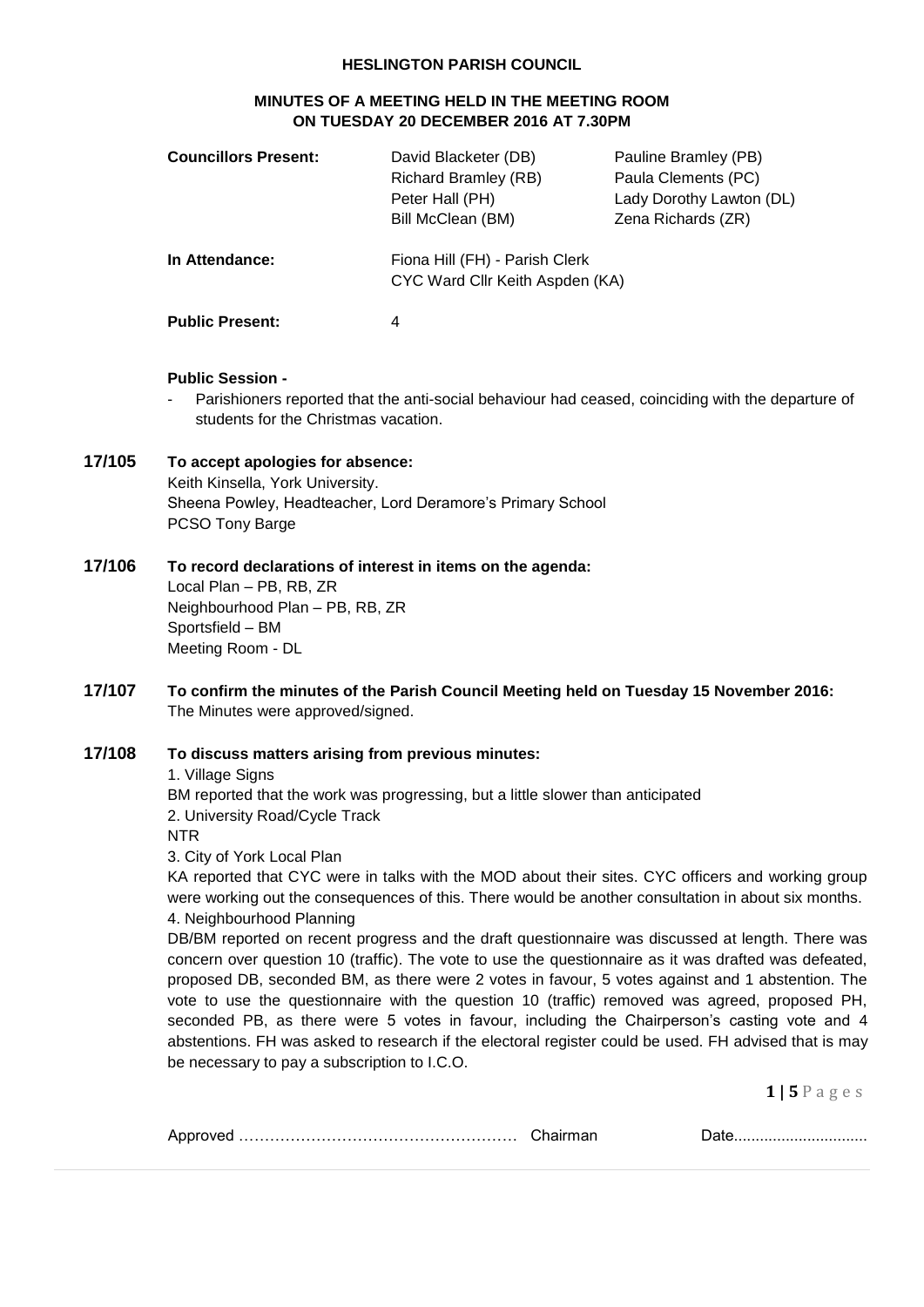# HESLINGTON PARISH COUNCIL

## MINUTES OF A MEETING HELD IN THE MEETING ROOM ON TUESDAY 20 DECEMBER 2016 AT 7.30PM

**Councillors Present:**
David Blacketer (DB)
Pauline Bramley (PB)
Richard Bramley (RB)
Paula Clements (PC)
Peter Hall (PH)
Lady Dorothy Lawton (DL)
Bill McClean (BM)
Zena Richards (ZR)

**In Attendance:**
Fiona Hill (FH) - Parish Clerk
CYC Ward Cllr Keith Aspden (KA)

**Public Present:** 4

**Public Session -**

- Parishioners reported that the anti-social behaviour had ceased, coinciding with the departure of students for the Christmas vacation.

**17/105 To accept apologies for absence:**

Keith Kinsella, York University.
Sheena Powley, Headteacher, Lord Deramore's Primary School
PCSO Tony Barge

**17/106 To record declarations of interest in items on the agenda:**

Local Plan – PB, RB, ZR
Neighbourhood Plan – PB, RB, ZR
Sportsfield – BM
Meeting Room - DL

**17/107 To confirm the minutes of the Parish Council Meeting held on Tuesday 15 November 2016:**

The Minutes were approved/signed.

**17/108 To discuss matters arising from previous minutes:**

1. Village Signs

BM reported that the work was progressing, but a little slower than anticipated

2. University Road/Cycle Track

NTR

3. City of York Local Plan

KA reported that CYC were in talks with the MOD about their sites. CYC officers and working group were working out the consequences of this. There would be another consultation in about six months.

4. Neighbourhood Planning

DB/BM reported on recent progress and the draft questionnaire was discussed at length. There was concern over question 10 (traffic). The vote to use the questionnaire as it was drafted was defeated, proposed DB, seconded BM, as there were 2 votes in favour, 5 votes against and 1 abstention. The vote to use the questionnaire with the question 10 (traffic) removed was agreed, proposed PH, seconded PB, as there were 5 votes in favour, including the Chairperson's casting vote and 4 abstentions. FH was asked to research if the electoral register could be used. FH advised that is may be necessary to pay a subscription to I.C.O.

Approved ……………………………………………… Chairman Date..............................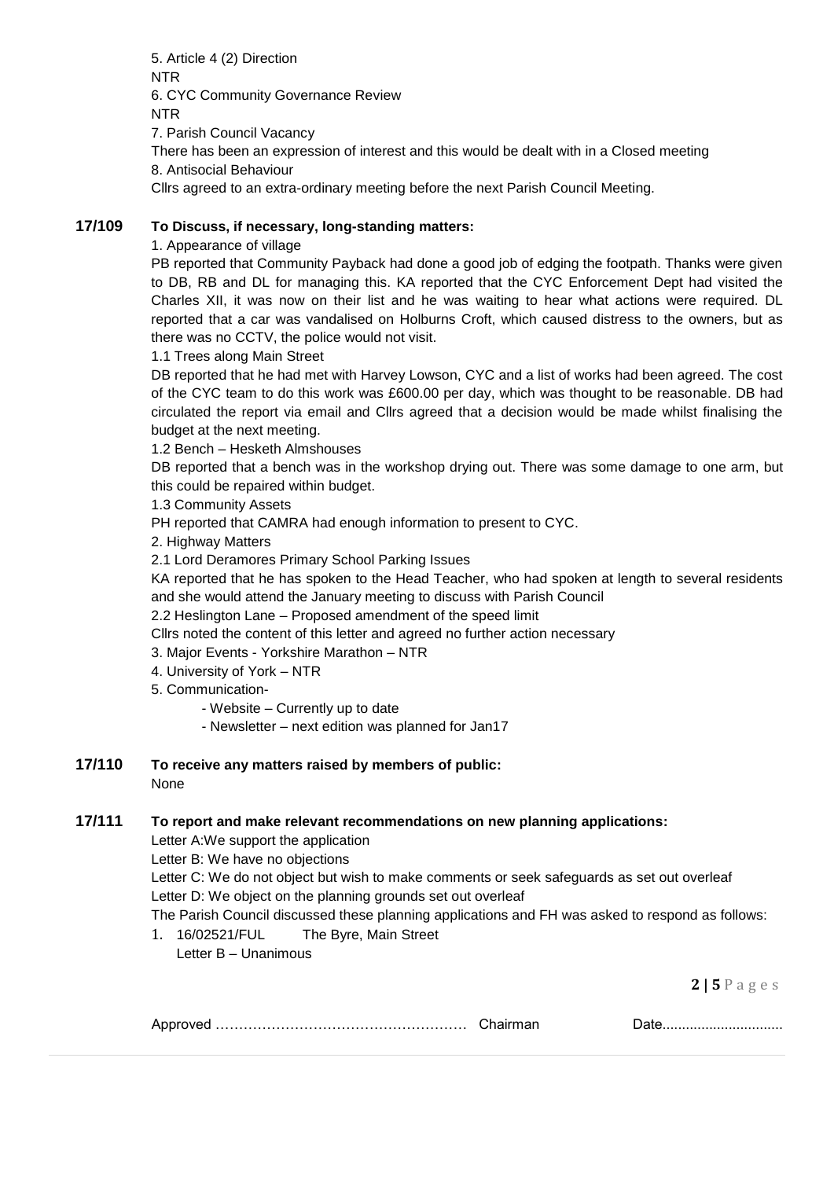5. Article 4 (2) Direction
NTR
6. CYC Community Governance Review
NTR
7. Parish Council Vacancy
There has been an expression of interest and this would be dealt with in a Closed meeting
8. Antisocial Behaviour
Cllrs agreed to an extra-ordinary meeting before the next Parish Council Meeting.

**17/109 To Discuss, if necessary, long-standing matters:**

1. Appearance of village
PB reported that Community Payback had done a good job of edging the footpath. Thanks were given to DB, RB and DL for managing this. KA reported that the CYC Enforcement Dept had visited the Charles XII, it was now on their list and he was waiting to hear what actions were required. DL reported that a car was vandalised on Holburns Croft, which caused distress to the owners, but as there was no CCTV, the police would not visit.
1.1 Trees along Main Street
DB reported that he had met with Harvey Lowson, CYC and a list of works had been agreed. The cost of the CYC team to do this work was £600.00 per day, which was thought to be reasonable. DB had circulated the report via email and Cllrs agreed that a decision would be made whilst finalising the budget at the next meeting.
1.2 Bench – Hesketh Almshouses
DB reported that a bench was in the workshop drying out. There was some damage to one arm, but this could be repaired within budget.
1.3 Community Assets
PH reported that CAMRA had enough information to present to CYC.
2. Highway Matters
2.1 Lord Deramores Primary School Parking Issues
KA reported that he has spoken to the Head Teacher, who had spoken at length to several residents and she would attend the January meeting to discuss with Parish Council
2.2 Heslington Lane – Proposed amendment of the speed limit
Cllrs noted the content of this letter and agreed no further action necessary
3. Major Events - Yorkshire Marathon – NTR
4. University of York – NTR
5. Communication-
   - Website – Currently up to date
   - Newsletter – next edition was planned for Jan17

**17/110 To receive any matters raised by members of public:**

None

**17/111 To report and make relevant recommendations on new planning applications:**

Letter A:We support the application
Letter B: We have no objections
Letter C: We do not object but wish to make comments or seek safeguards as set out overleaf
Letter D: We object on the planning grounds set out overleaf
The Parish Council discussed these planning applications and FH was asked to respond as follows:

1. 16/02521/FUL The Byre, Main Street
   Letter B – Unanimous

Approved ……………………………………………… Chairman Date..............................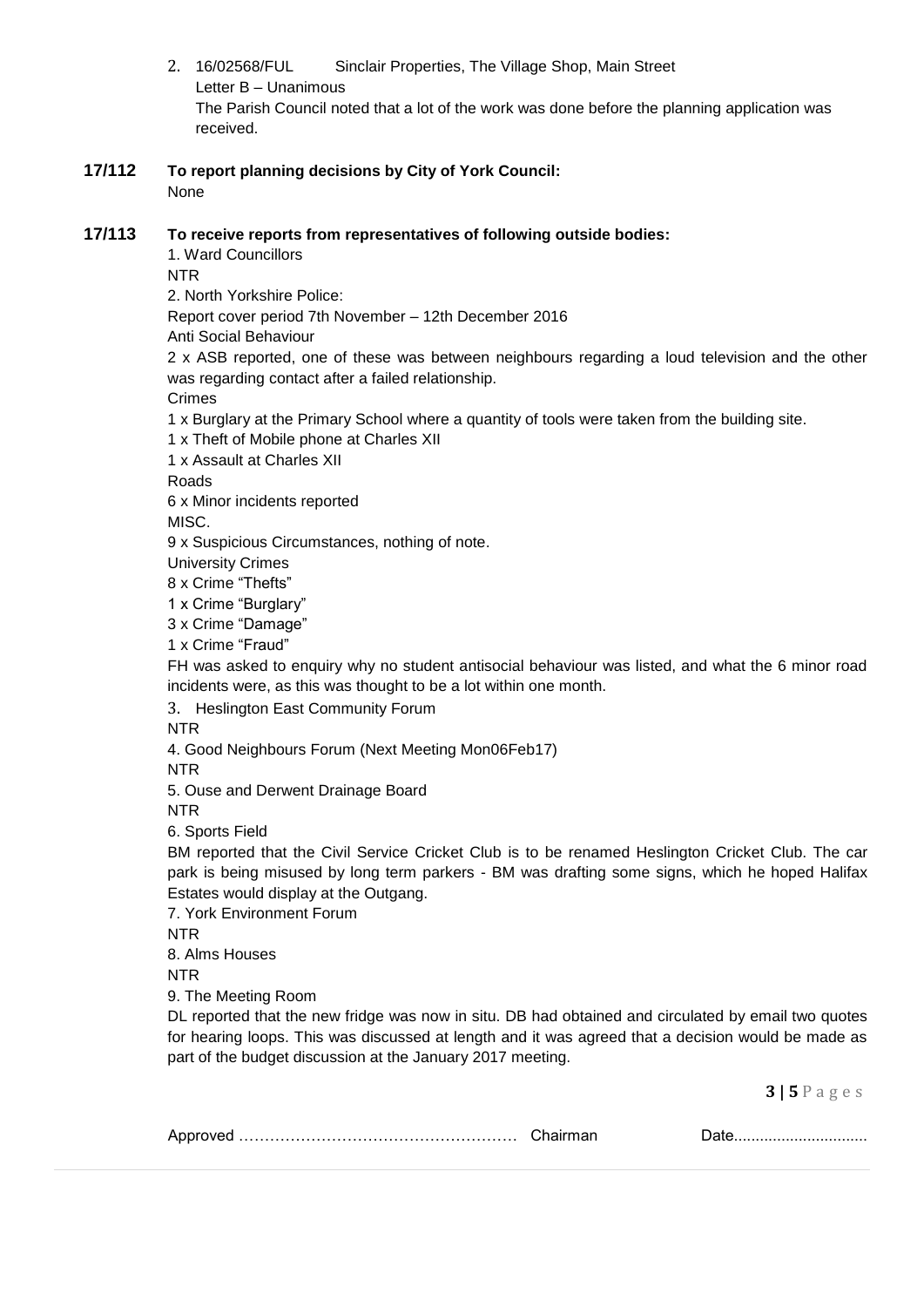2. 16/02568/FUL Sinclair Properties, The Village Shop, Main Street
   Letter B – Unanimous
   The Parish Council noted that a lot of the work was done before the planning application was received.

**17/112 To report planning decisions by City of York Council:**

None

**17/113 To receive reports from representatives of following outside bodies:**

1. Ward Councillors
NTR

2. North Yorkshire Police:
Report cover period 7th November – 12th December 2016
Anti Social Behaviour
2 x ASB reported, one of these was between neighbours regarding a loud television and the other was regarding contact after a failed relationship.
Crimes
1 x Burglary at the Primary School where a quantity of tools were taken from the building site.
1 x Theft of Mobile phone at Charles XII
1 x Assault at Charles XII
Roads
6 x Minor incidents reported
MISC.
9 x Suspicious Circumstances, nothing of note.
University Crimes
8 x Crime "Thefts"
1 x Crime "Burglary"
3 x Crime "Damage"
1 x Crime "Fraud"
FH was asked to enquiry why no student antisocial behaviour was listed, and what the 6 minor road incidents were, as this was thought to be a lot within one month.

3. Heslington East Community Forum
NTR

4. Good Neighbours Forum (Next Meeting Mon06Feb17)
NTR

5. Ouse and Derwent Drainage Board
NTR

6. Sports Field
BM reported that the Civil Service Cricket Club is to be renamed Heslington Cricket Club. The car park is being misused by long term parkers - BM was drafting some signs, which he hoped Halifax Estates would display at the Outgang.

7. York Environment Forum
NTR

8. Alms Houses
NTR

9. The Meeting Room
DL reported that the new fridge was now in situ. DB had obtained and circulated by email two quotes for hearing loops. This was discussed at length and it was agreed that a decision would be made as part of the budget discussion at the January 2017 meeting.

Approved …………………………………………… Chairman Date...............................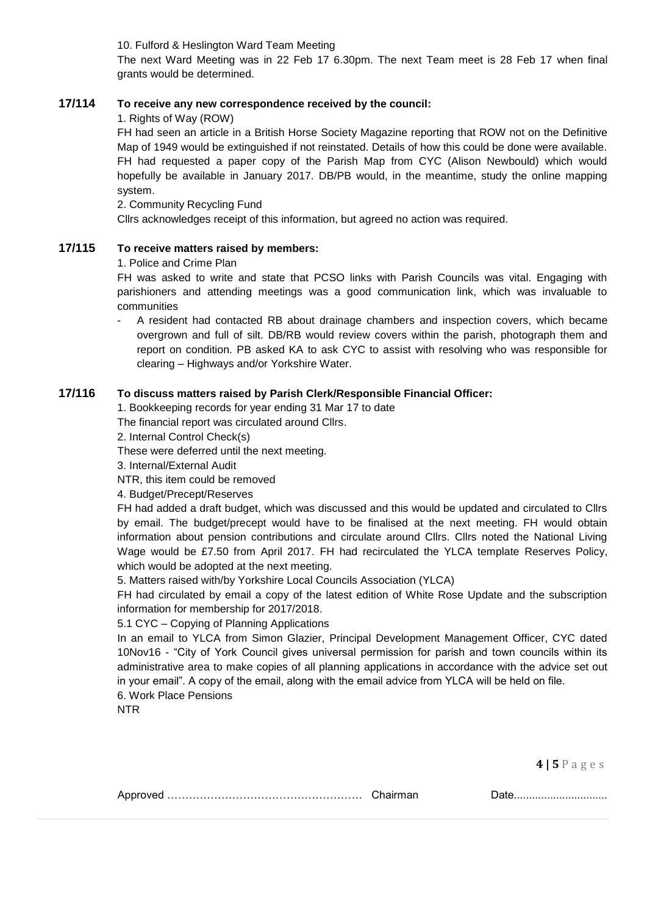10. Fulford & Heslington Ward Team Meeting

The next Ward Meeting was in 22 Feb 17 6.30pm. The next Team meet is 28 Feb 17 when final grants would be determined.

**17/114 To receive any new correspondence received by the council:**

1. Rights of Way (ROW)

FH had seen an article in a British Horse Society Magazine reporting that ROW not on the Definitive Map of 1949 would be extinguished if not reinstated. Details of how this could be done were available. FH had requested a paper copy of the Parish Map from CYC (Alison Newbould) which would hopefully be available in January 2017. DB/PB would, in the meantime, study the online mapping system.

2. Community Recycling Fund

Cllrs acknowledges receipt of this information, but agreed no action was required.

**17/115 To receive matters raised by members:**

1. Police and Crime Plan

FH was asked to write and state that PCSO links with Parish Councils was vital. Engaging with parishioners and attending meetings was a good communication link, which was invaluable to communities

- A resident had contacted RB about drainage chambers and inspection covers, which became overgrown and full of silt. DB/RB would review covers within the parish, photograph them and report on condition. PB asked KA to ask CYC to assist with resolving who was responsible for clearing – Highways and/or Yorkshire Water.

**17/116 To discuss matters raised by Parish Clerk/Responsible Financial Officer:**

1. Bookkeeping records for year ending 31 Mar 17 to date

The financial report was circulated around Cllrs.

2. Internal Control Check(s)

These were deferred until the next meeting.

3. Internal/External Audit

NTR, this item could be removed

4. Budget/Precept/Reserves

FH had added a draft budget, which was discussed and this would be updated and circulated to Cllrs by email. The budget/precept would have to be finalised at the next meeting. FH would obtain information about pension contributions and circulate around Cllrs. Cllrs noted the National Living Wage would be £7.50 from April 2017. FH had recirculated the YLCA template Reserves Policy, which would be adopted at the next meeting.

5. Matters raised with/by Yorkshire Local Councils Association (YLCA)

FH had circulated by email a copy of the latest edition of White Rose Update and the subscription information for membership for 2017/2018.

5.1 CYC – Copying of Planning Applications

In an email to YLCA from Simon Glazier, Principal Development Management Officer, CYC dated 10Nov16 - "City of York Council gives universal permission for parish and town councils within its administrative area to make copies of all planning applications in accordance with the advice set out in your email". A copy of the email, along with the email advice from YLCA will be held on file.

6. Work Place Pensions

NTR

Approved …………………………………………… Chairman Date..............................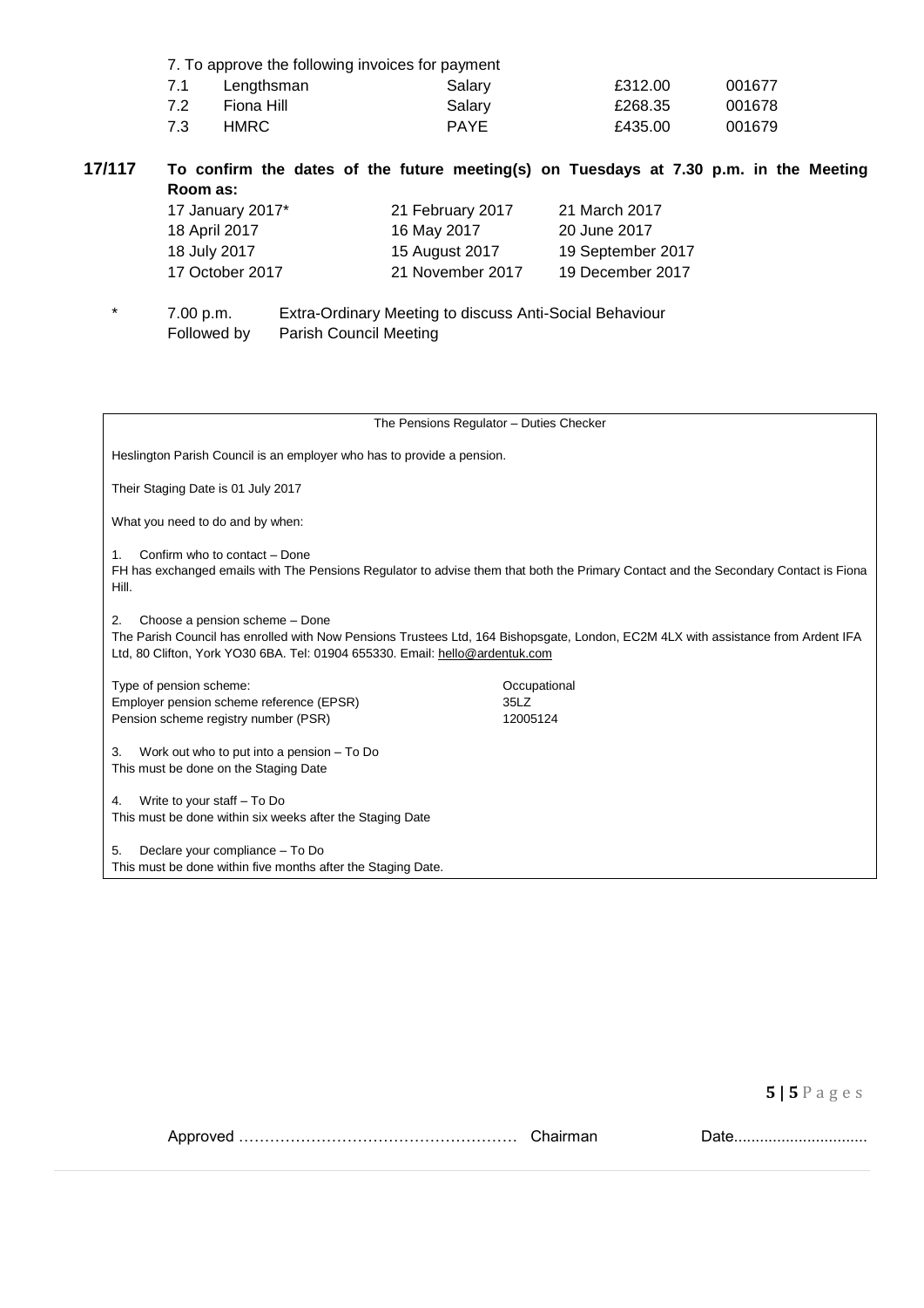7. To approve the following invoices for payment

| | | | | |
|---|---|---|---|---|
| 7.1 | Lengthsman | Salary | £312.00 | 001677 |
| 7.2 | Fiona Hill | Salary | £268.35 | 001678 |
| 7.3 | HMRC | PAYE | £435.00 | 001679 |

**17/117 To confirm the dates of the future meeting(s) on Tuesdays at 7.30 p.m. in the Meeting Room as:**

| | | |
|---|---|---|
| 17 January 2017* | 21 February 2017 | 21 March 2017 |
| 18 April 2017 | 16 May 2017 | 20 June 2017 |
| 18 July 2017 | 15 August 2017 | 19 September 2017 |
| 17 October 2017 | 21 November 2017 | 19 December 2017 |

\* 7.00 p.m. Extra-Ordinary Meeting to discuss Anti-Social Behaviour
Followed by Parish Council Meeting

The Pensions Regulator – Duties Checker

Heslington Parish Council is an employer who has to provide a pension.

Their Staging Date is 01 July 2017

What you need to do and by when:

1. Confirm who to contact – Done
FH has exchanged emails with The Pensions Regulator to advise them that both the Primary Contact and the Secondary Contact is Fiona Hill.

2. Choose a pension scheme – Done
The Parish Council has enrolled with Now Pensions Trustees Ltd, 164 Bishopsgate, London, EC2M 4LX with assistance from Ardent IFA Ltd, 80 Clifton, York YO30 6BA. Tel: 01904 655330. Email: hello@ardentuk.com

| | |
|---|---|
| Type of pension scheme: | Occupational |
| Employer pension scheme reference (EPSR) | 35LZ |
| Pension scheme registry number (PSR) | 12005124 |

3. Work out who to put into a pension – To Do
This must be done on the Staging Date

4. Write to your staff – To Do
This must be done within six weeks after the Staging Date

5. Declare your compliance – To Do
This must be done within five months after the Staging Date.

Approved ……………………………………………… Chairman Date...............................